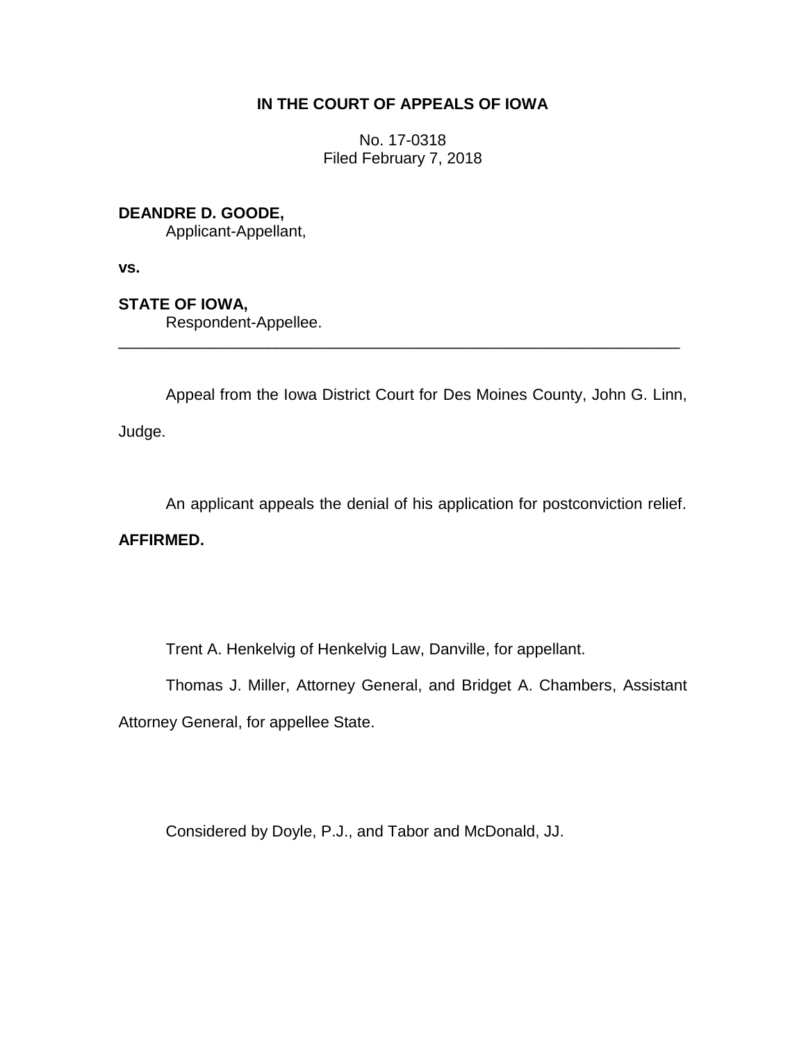**IN THE COURT OF APPEALS OF IOWA**

No. 17-0318
Filed February 7, 2018

**DEANDRE D. GOODE,**
Applicant-Appellant,

**vs.**

**STATE OF IOWA,**
Respondent-Appellee.

---

Appeal from the Iowa District Court for Des Moines County, John G. Linn, Judge.

An applicant appeals the denial of his application for postconviction relief.

**AFFIRMED.**

Trent A. Henkelvig of Henkelvig Law, Danville, for appellant.

Thomas J. Miller, Attorney General, and Bridget A. Chambers, Assistant Attorney General, for appellee State.

Considered by Doyle, P.J., and Tabor and McDonald, JJ.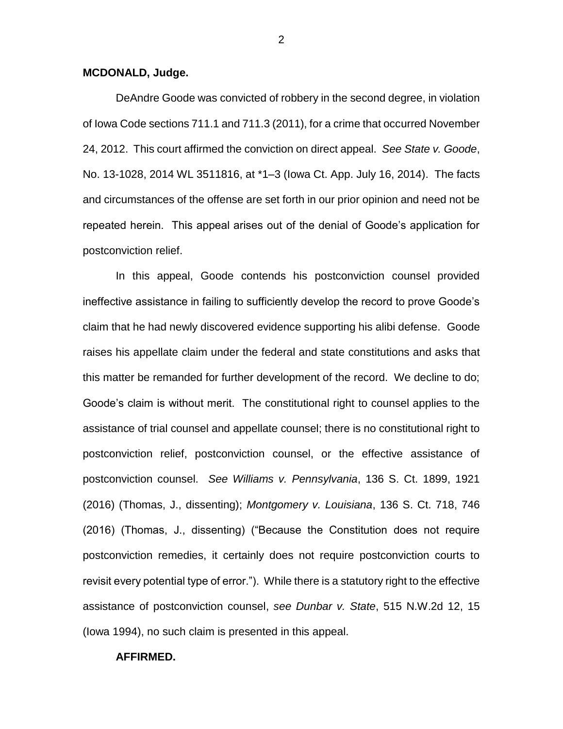**MCDONALD, Judge.**

DeAndre Goode was convicted of robbery in the second degree, in violation of Iowa Code sections 711.1 and 711.3 (2011), for a crime that occurred November 24, 2012. This court affirmed the conviction on direct appeal. *See State v. Goode*, No. 13-1028, 2014 WL 3511816, at *1–3 (Iowa Ct. App. July 16, 2014). The facts and circumstances of the offense are set forth in our prior opinion and need not be repeated herein. This appeal arises out of the denial of Goode's application for postconviction relief.

In this appeal, Goode contends his postconviction counsel provided ineffective assistance in failing to sufficiently develop the record to prove Goode's claim that he had newly discovered evidence supporting his alibi defense. Goode raises his appellate claim under the federal and state constitutions and asks that this matter be remanded for further development of the record. We decline to do; Goode's claim is without merit. The constitutional right to counsel applies to the assistance of trial counsel and appellate counsel; there is no constitutional right to postconviction relief, postconviction counsel, or the effective assistance of postconviction counsel. *See Williams v. Pennsylvania*, 136 S. Ct. 1899, 1921 (2016) (Thomas, J., dissenting); *Montgomery v. Louisiana*, 136 S. Ct. 718, 746 (2016) (Thomas, J., dissenting) ("Because the Constitution does not require postconviction remedies, it certainly does not require postconviction courts to revisit every potential type of error."). While there is a statutory right to the effective assistance of postconviction counsel, *see Dunbar v. State*, 515 N.W.2d 12, 15 (Iowa 1994), no such claim is presented in this appeal.

**AFFIRMED.**